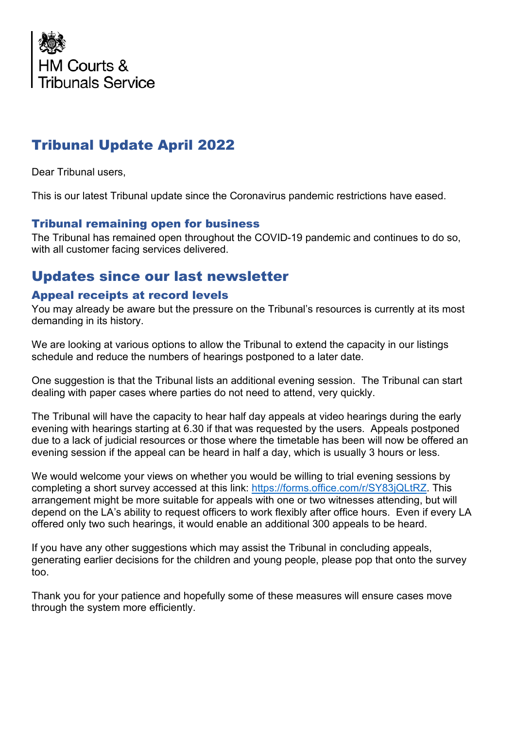HM Courts & Tribunals Service

# Tribunal Update April 2022

Dear Tribunal users,

This is our latest Tribunal update since the Coronavirus pandemic restrictions have eased.

### Tribunal remaining open for business

The Tribunal has remained open throughout the COVID-19 pandemic and continues to do so, with all customer facing services delivered.

## Updates since our last newsletter

### Appeal receipts at record levels

You may already be aware but the pressure on the Tribunal's resources is currently at its most demanding in its history.

We are looking at various options to allow the Tribunal to extend the capacity in our listings schedule and reduce the numbers of hearings postponed to a later date.

One suggestion is that the Tribunal lists an additional evening session. The Tribunal can start dealing with paper cases where parties do not need to attend, very quickly.

The Tribunal will have the capacity to hear half day appeals at video hearings during the early evening with hearings starting at 6.30 if that was requested by the users. Appeals postponed due to a lack of judicial resources or those where the timetable has been will now be offered an evening session if the appeal can be heard in half a day, which is usually 3 hours or less.

We would welcome your views on whether you would be willing to trial evening sessions by completing a short survey accessed at this link: [https://forms.office.com/r/SY83jQLtRZ](https://forms.office.com/r/SY83jQLtRZ). This arrangement might be more suitable for appeals with one or two witnesses attending, but will depend on the LA's ability to request officers to work flexibly after office hours. Even if every LA offered only two such hearings, it would enable an additional 300 appeals to be heard.

If you have any other suggestions which may assist the Tribunal in concluding appeals, generating earlier decisions for the children and young people, please pop that onto the survey too.

Thank you for your patience and hopefully some of these measures will ensure cases move through the system more efficiently.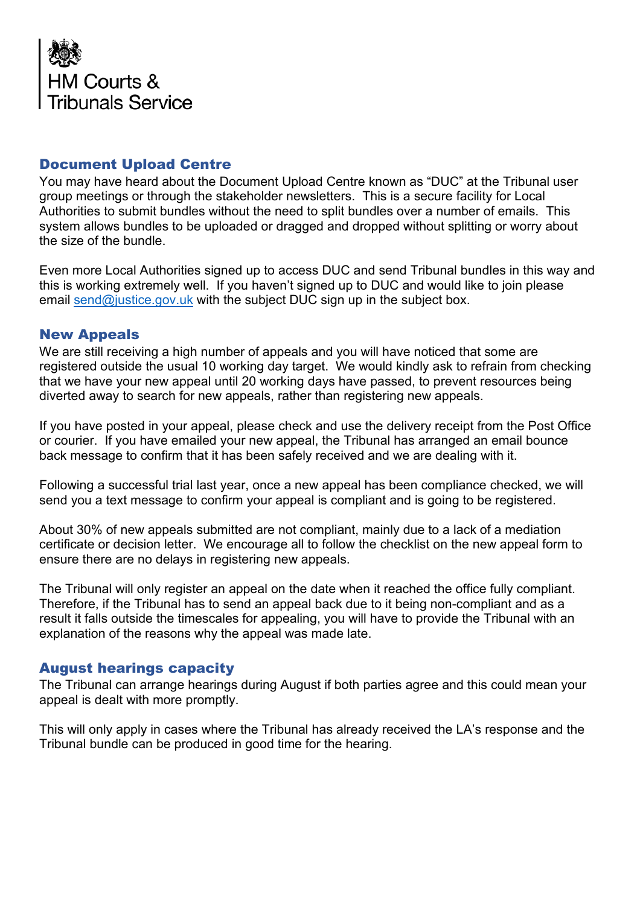HM Courts & Tribunals Service

## Document Upload Centre

You may have heard about the Document Upload Centre known as "DUC" at the Tribunal user group meetings or through the stakeholder newsletters. This is a secure facility for Local Authorities to submit bundles without the need to split bundles over a number of emails. This system allows bundles to be uploaded or dragged and dropped without splitting or worry about the size of the bundle.

Even more Local Authorities signed up to access DUC and send Tribunal bundles in this way and this is working extremely well. If you haven't signed up to DUC and would like to join please email send@justice.gov.uk with the subject DUC sign up in the subject box.

## New Appeals

We are still receiving a high number of appeals and you will have noticed that some are registered outside the usual 10 working day target. We would kindly ask to refrain from checking that we have your new appeal until 20 working days have passed, to prevent resources being diverted away to search for new appeals, rather than registering new appeals.

If you have posted in your appeal, please check and use the delivery receipt from the Post Office or courier. If you have emailed your new appeal, the Tribunal has arranged an email bounce back message to confirm that it has been safely received and we are dealing with it.

Following a successful trial last year, once a new appeal has been compliance checked, we will send you a text message to confirm your appeal is compliant and is going to be registered.

About 30% of new appeals submitted are not compliant, mainly due to a lack of a mediation certificate or decision letter. We encourage all to follow the checklist on the new appeal form to ensure there are no delays in registering new appeals.

The Tribunal will only register an appeal on the date when it reached the office fully compliant. Therefore, if the Tribunal has to send an appeal back due to it being non-compliant and as a result it falls outside the timescales for appealing, you will have to provide the Tribunal with an explanation of the reasons why the appeal was made late.

## August hearings capacity

The Tribunal can arrange hearings during August if both parties agree and this could mean your appeal is dealt with more promptly.

This will only apply in cases where the Tribunal has already received the LA's response and the Tribunal bundle can be produced in good time for the hearing.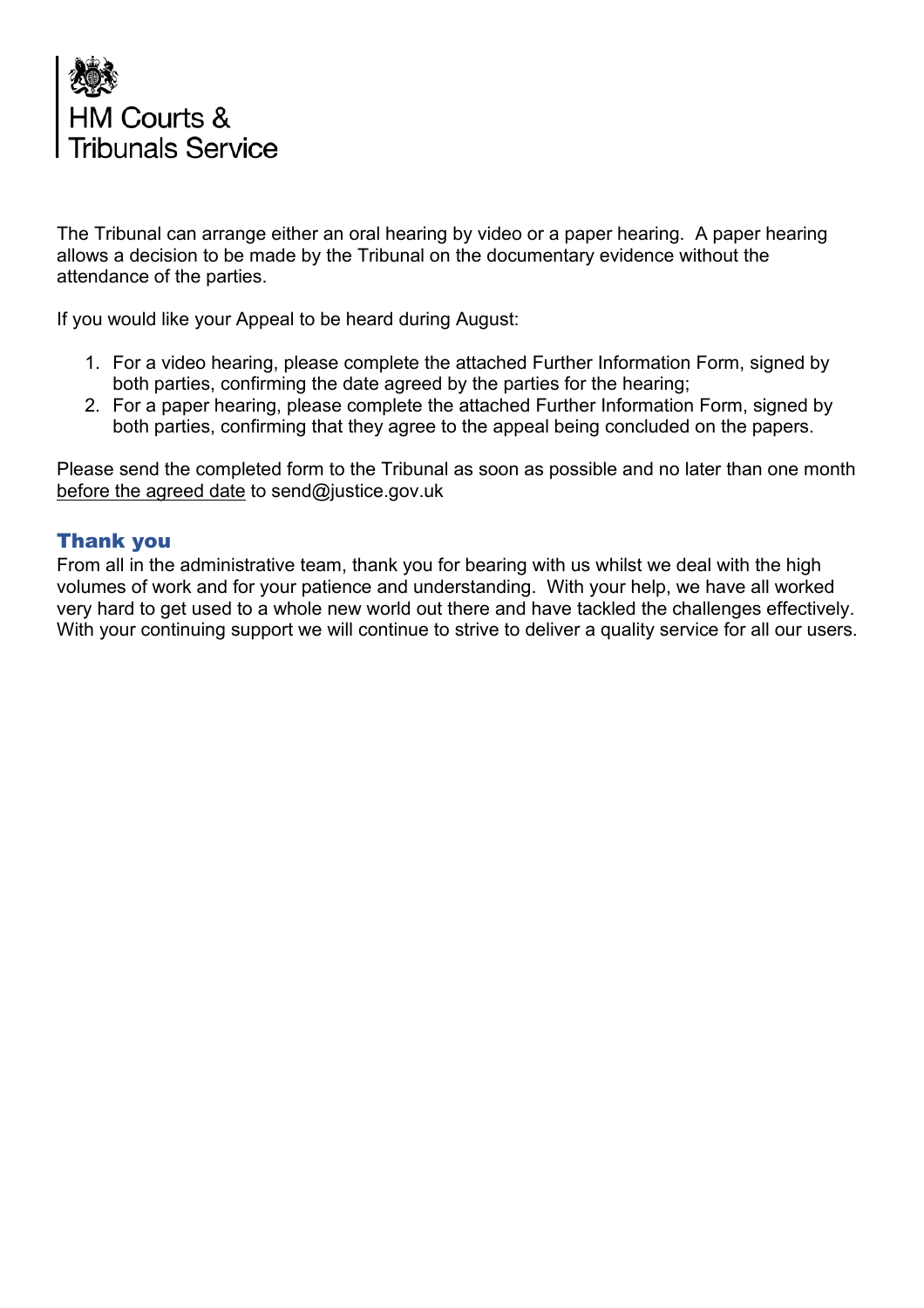HM Courts & Tribunals Service

The Tribunal can arrange either an oral hearing by video or a paper hearing. A paper hearing allows a decision to be made by the Tribunal on the documentary evidence without the attendance of the parties.

If you would like your Appeal to be heard during August:

1. For a video hearing, please complete the attached Further Information Form, signed by both parties, confirming the date agreed by the parties for the hearing;
2. For a paper hearing, please complete the attached Further Information Form, signed by both parties, confirming that they agree to the appeal being concluded on the papers.

Please send the completed form to the Tribunal as soon as possible and no later than one month before the agreed date to send@justice.gov.uk

## Thank you

From all in the administrative team, thank you for bearing with us whilst we deal with the high volumes of work and for your patience and understanding. With your help, we have all worked very hard to get used to a whole new world out there and have tackled the challenges effectively. With your continuing support we will continue to strive to deliver a quality service for all our users.